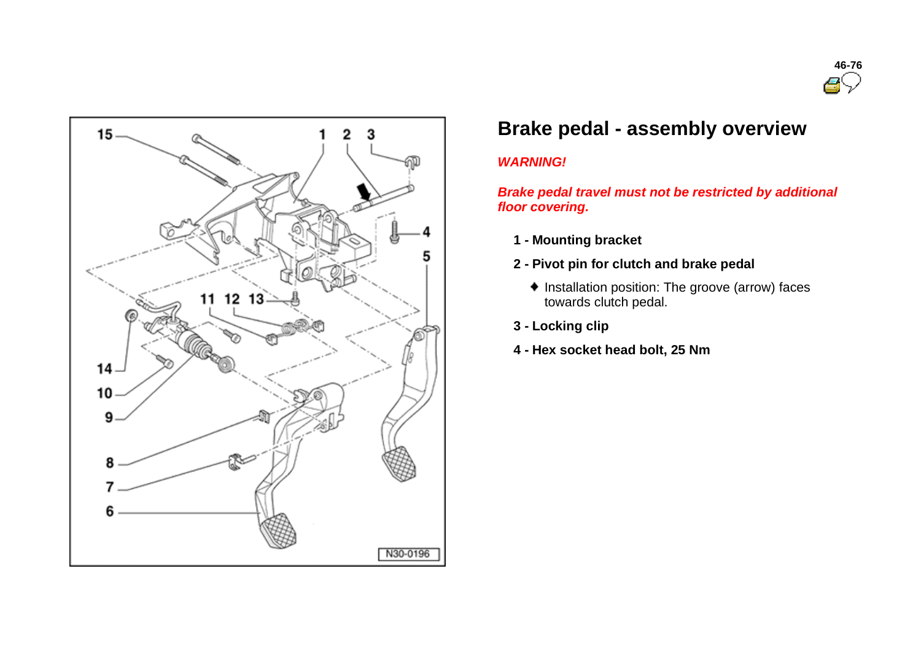# Brake pedal - assembly overview

***WARNING!***

***Brake pedal travel must not be restricted by additional floor covering.***

**1 - Mounting bracket**

**2 - Pivot pin for clutch and brake pedal**

- Installation position: The groove (arrow) faces towards clutch pedal.

**3 - Locking clip**

**4 - Hex socket head bolt, 25 Nm**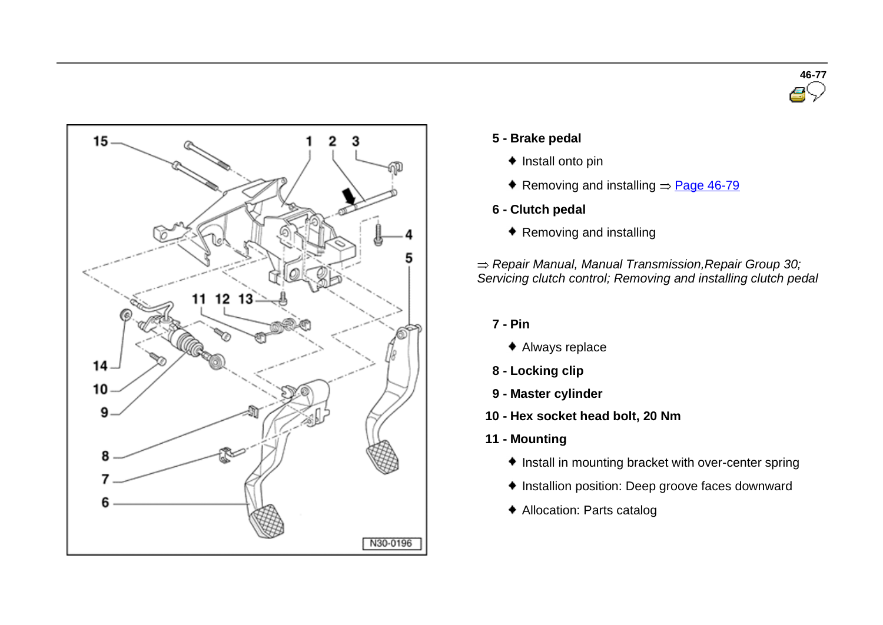**5 - Brake pedal**

- Install onto pin
- Removing and installing ⇒ Page 46-79

**6 - Clutch pedal**

- Removing and installing

⇒ *Repair Manual, Manual Transmission,Repair Group 30; Servicing clutch control; Removing and installing clutch pedal*

**7 - Pin**

- Always replace

**8 - Locking clip**

**9 - Master cylinder**

**10 - Hex socket head bolt, 20 Nm**

**11 - Mounting**

- Install in mounting bracket with over-center spring
- Installion position: Deep groove faces downward
- Allocation: Parts catalog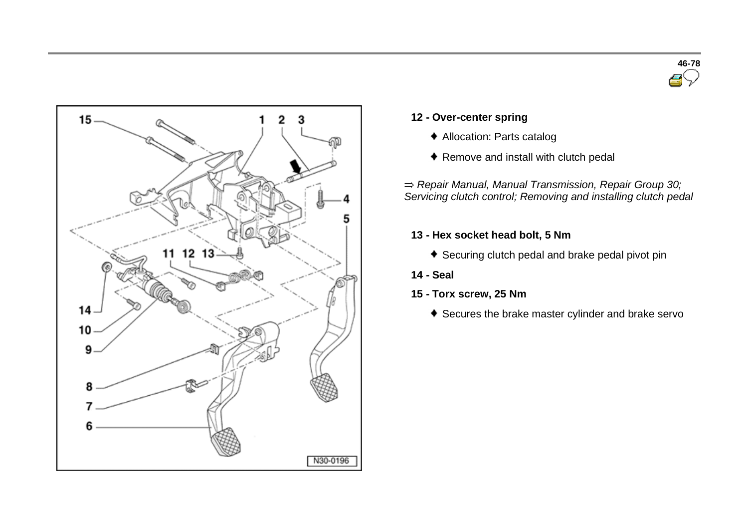**12 - Over-center spring**

- Allocation: Parts catalog
- Remove and install with clutch pedal

⇒ *Repair Manual, Manual Transmission, Repair Group 30; Servicing clutch control; Removing and installing clutch pedal*

**13 - Hex socket head bolt, 5 Nm**

- Securing clutch pedal and brake pedal pivot pin

**14 - Seal**

**15 - Torx screw, 25 Nm**

- Secures the brake master cylinder and brake servo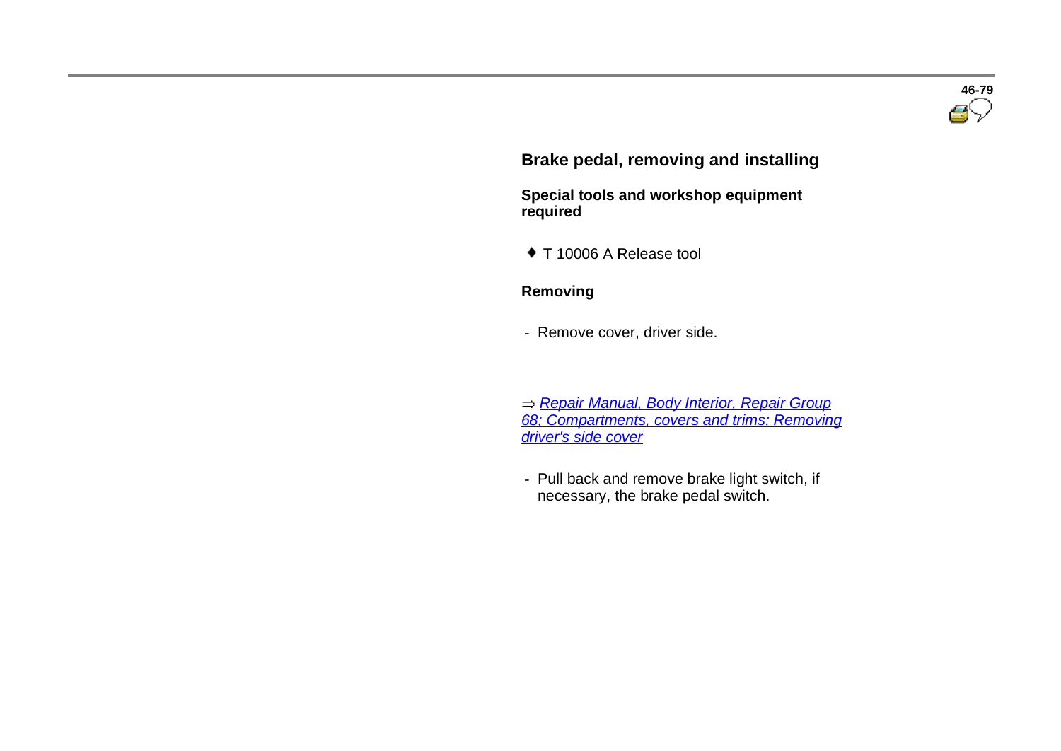## Brake pedal, removing and installing

**Special tools and workshop equipment required**

- T 10006 A Release tool

### Removing

- Remove cover, driver side.

⇒ *Repair Manual, Body Interior, Repair Group 68; Compartments, covers and trims; Removing driver's side cover*

- Pull back and remove brake light switch, if necessary, the brake pedal switch.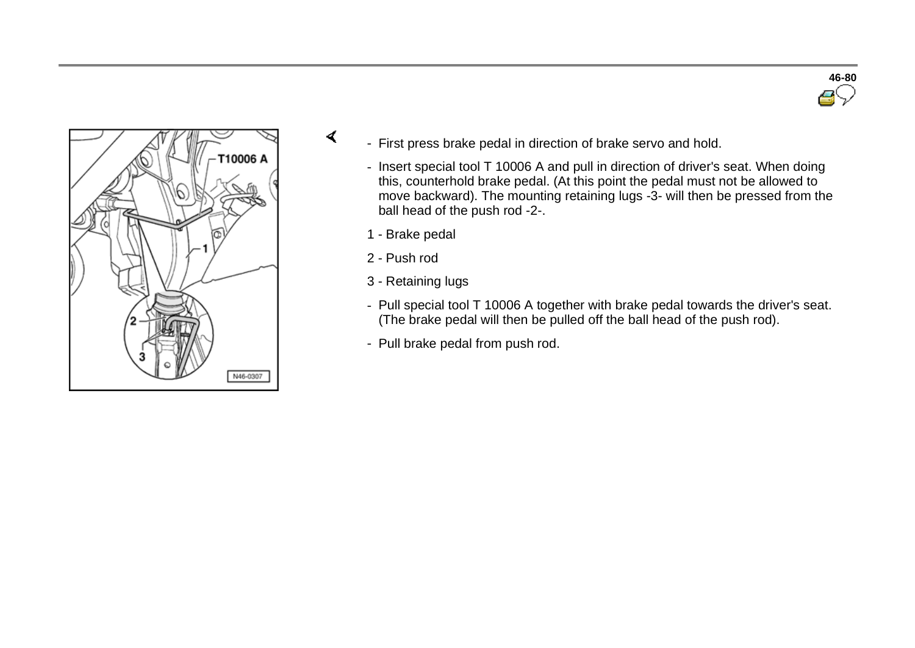- First press brake pedal in direction of brake servo and hold.
- Insert special tool T 10006 A and pull in direction of driver's seat. When doing this, counterhold brake pedal. (At this point the pedal must not be allowed to move backward). The mounting retaining lugs -3- will then be pressed from the ball head of the push rod -2-.

1 - Brake pedal

2 - Push rod

3 - Retaining lugs

- Pull special tool T 10006 A together with brake pedal towards the driver's seat. (The brake pedal will then be pulled off the ball head of the push rod).
- Pull brake pedal from push rod.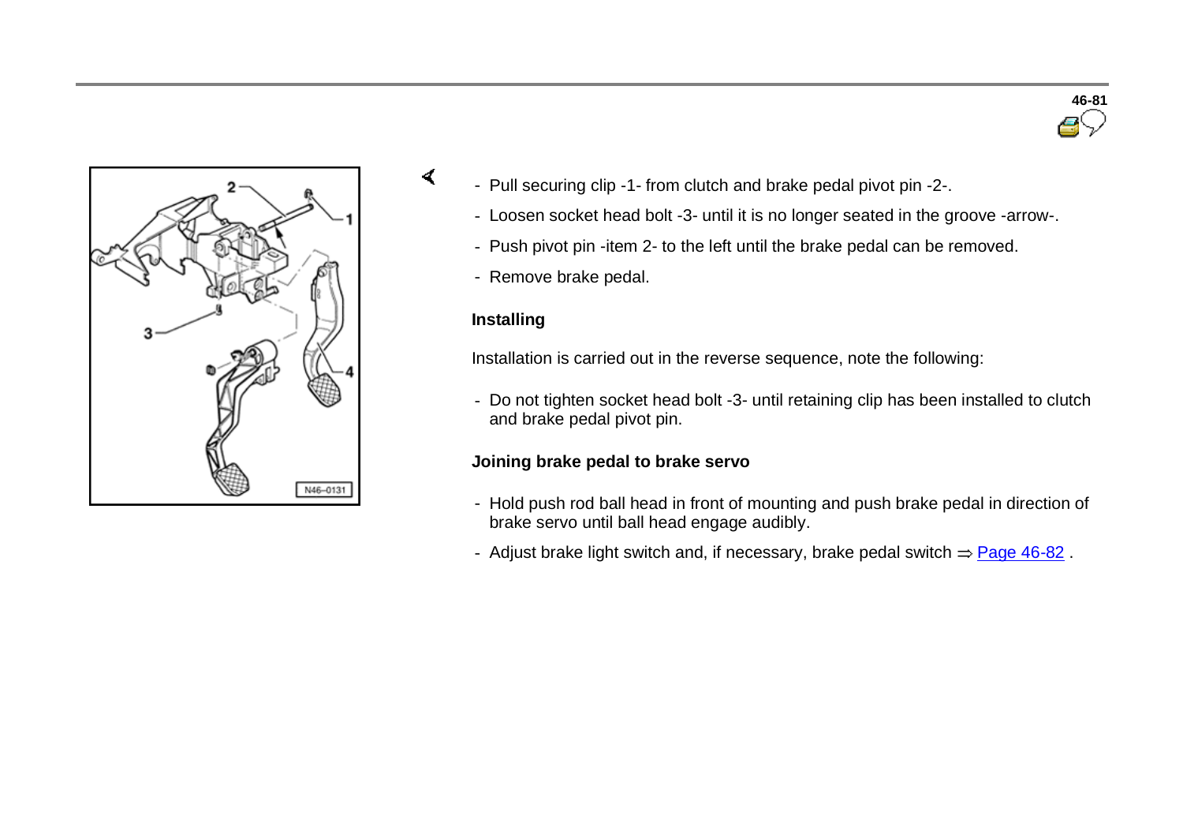- Pull securing clip -1- from clutch and brake pedal pivot pin -2-.
- Loosen socket head bolt -3- until it is no longer seated in the groove -arrow-.
- Push pivot pin -item 2- to the left until the brake pedal can be removed.
- Remove brake pedal.

**Installing**

Installation is carried out in the reverse sequence, note the following:

- Do not tighten socket head bolt -3- until retaining clip has been installed to clutch and brake pedal pivot pin.

**Joining brake pedal to brake servo**

- Hold push rod ball head in front of mounting and push brake pedal in direction of brake servo until ball head engage audibly.
- Adjust brake light switch and, if necessary, brake pedal switch ⇒ Page 46-82 .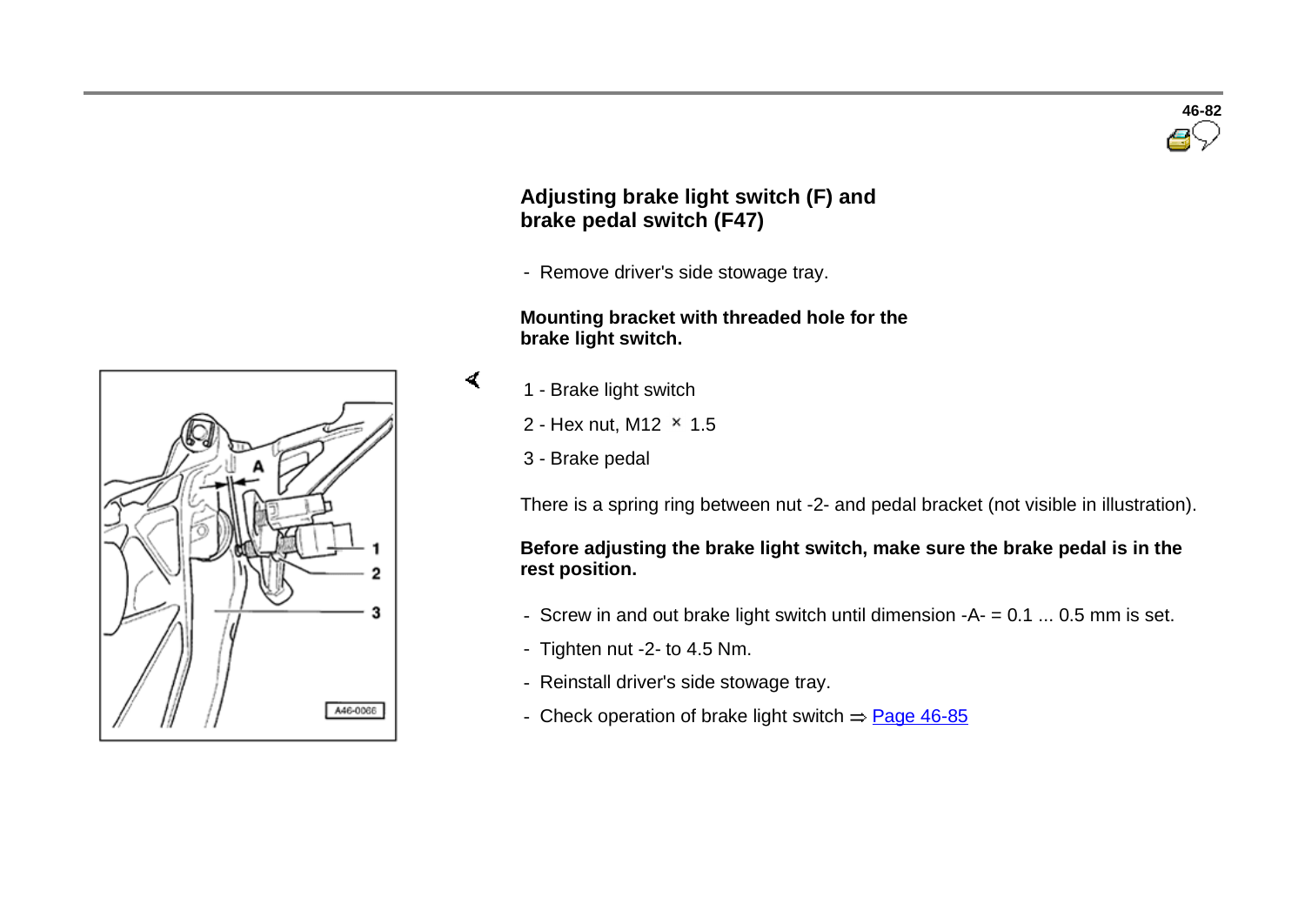## Adjusting brake light switch (F) and brake pedal switch (F47)

- Remove driver's side stowage tray.

**Mounting bracket with threaded hole for the brake light switch.**

1 - Brake light switch

2 - Hex nut, M12 × 1.5

3 - Brake pedal

There is a spring ring between nut -2- and pedal bracket (not visible in illustration).

**Before adjusting the brake light switch, make sure the brake pedal is in the rest position.**

- Screw in and out brake light switch until dimension -A- = 0.1 ... 0.5 mm is set.
- Tighten nut -2- to 4.5 Nm.
- Reinstall driver's side stowage tray.
- Check operation of brake light switch ⇒ Page 46-85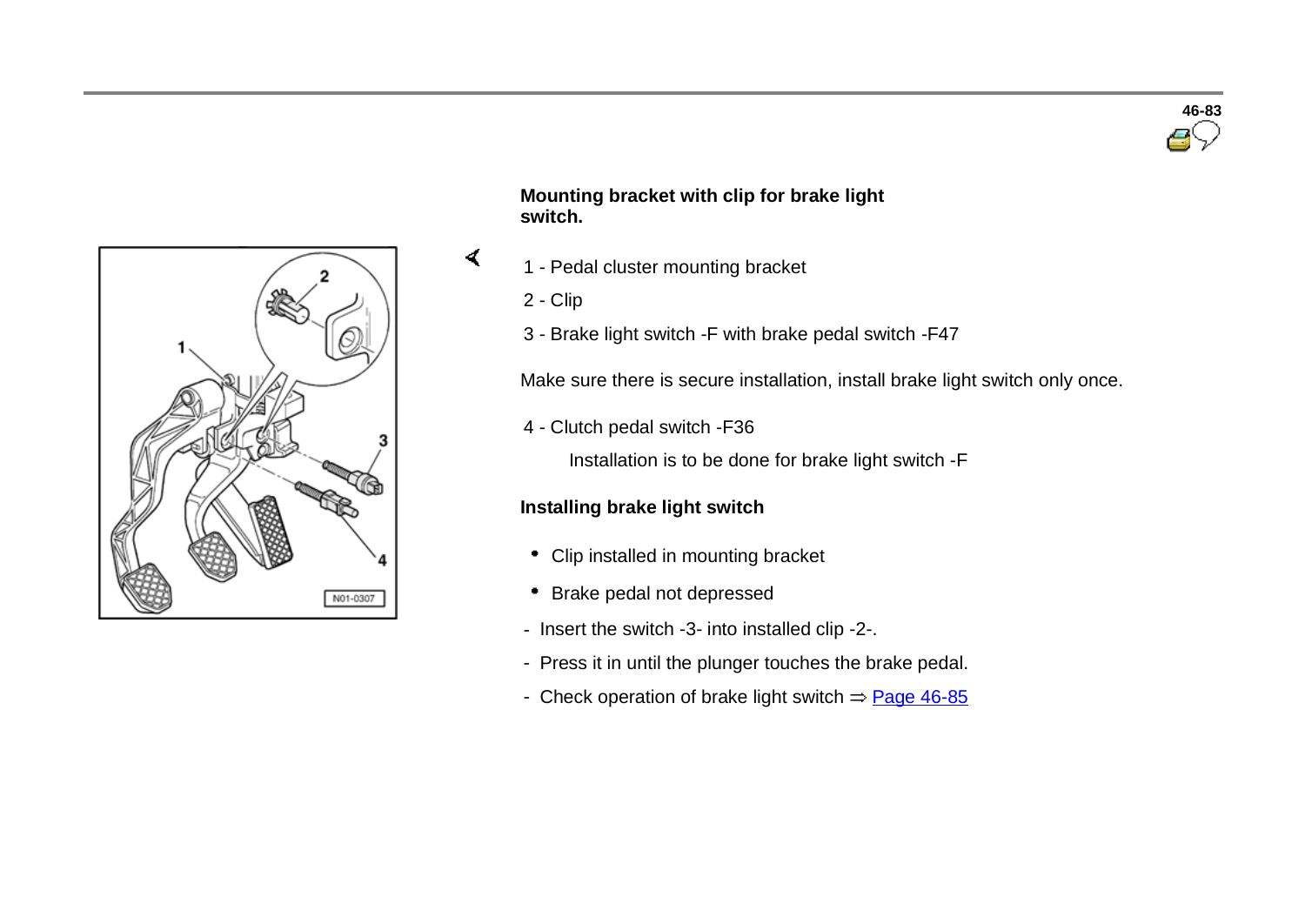**Mounting bracket with clip for brake light switch.**

1 - Pedal cluster mounting bracket

2 - Clip

3 - Brake light switch -F with brake pedal switch -F47

Make sure there is secure installation, install brake light switch only once.

4 - Clutch pedal switch -F36

Installation is to be done for brake light switch -F

**Installing brake light switch**

- Clip installed in mounting bracket
- Brake pedal not depressed

- Insert the switch -3- into installed clip -2-.
- Press it in until the plunger touches the brake pedal.
- Check operation of brake light switch ⇒ Page 46-85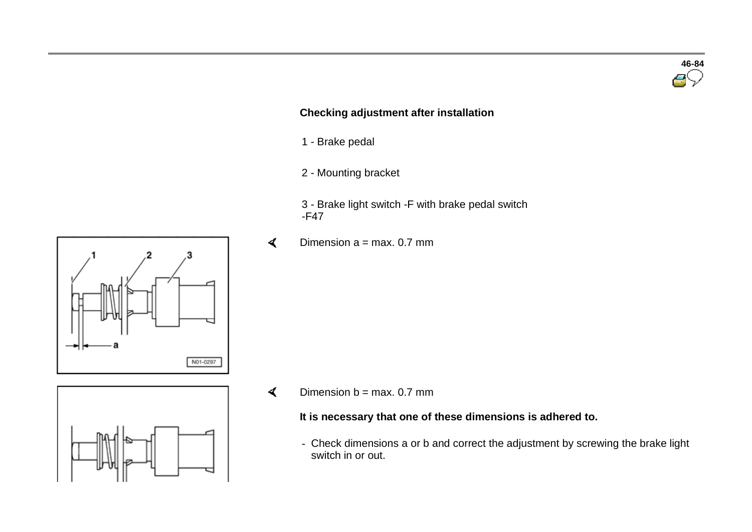### Checking adjustment after installation

1 - Brake pedal

2 - Mounting bracket

3 - Brake light switch -F with brake pedal switch -F47

Dimension a = max. 0.7 mm

Dimension b = max. 0.7 mm

**It is necessary that one of these dimensions is adhered to.**

- Check dimensions a or b and correct the adjustment by screwing the brake light switch in or out.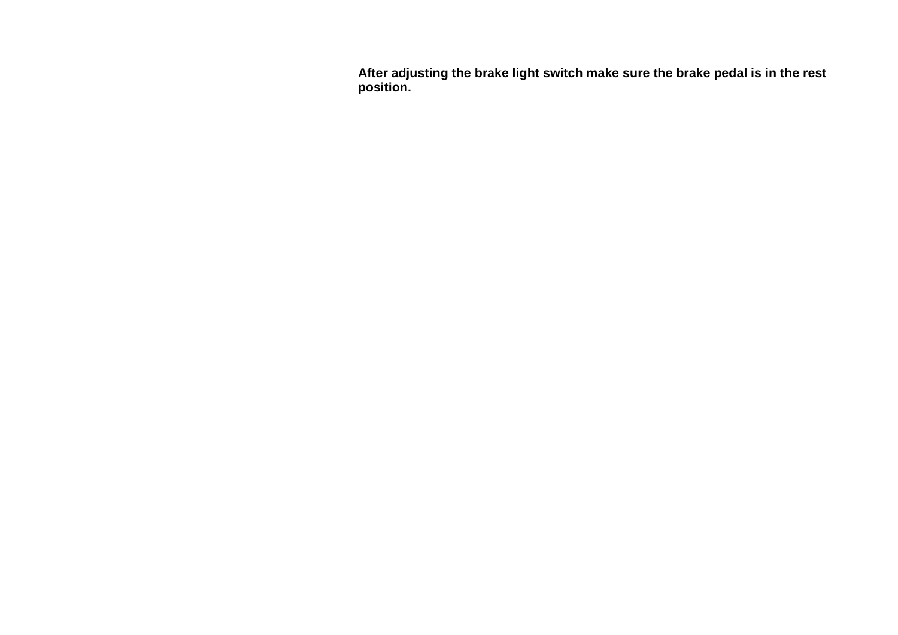**After adjusting the brake light switch make sure the brake pedal is in the rest position.**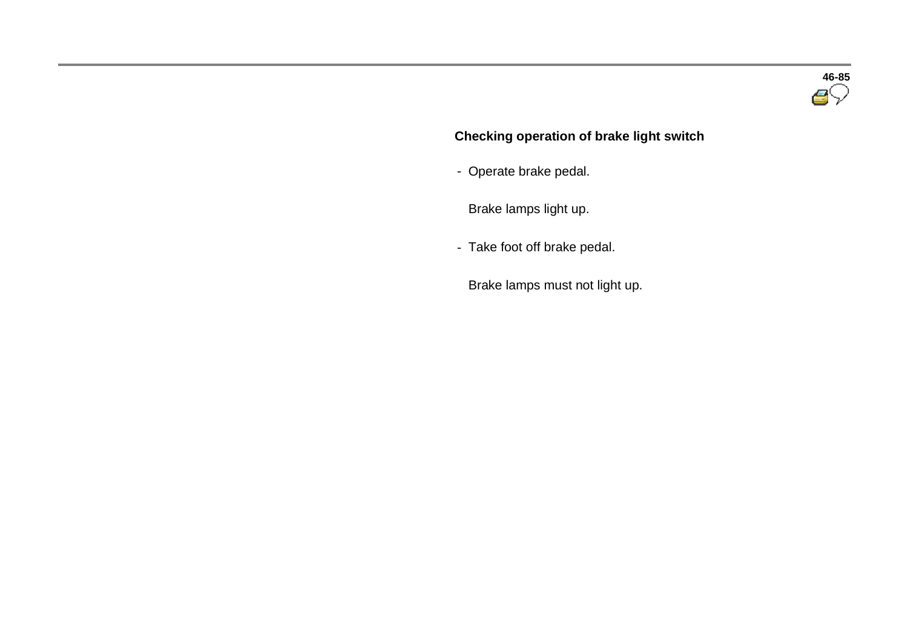### Checking operation of brake light switch

- Operate brake pedal.

  Brake lamps light up.

- Take foot off brake pedal.

  Brake lamps must not light up.